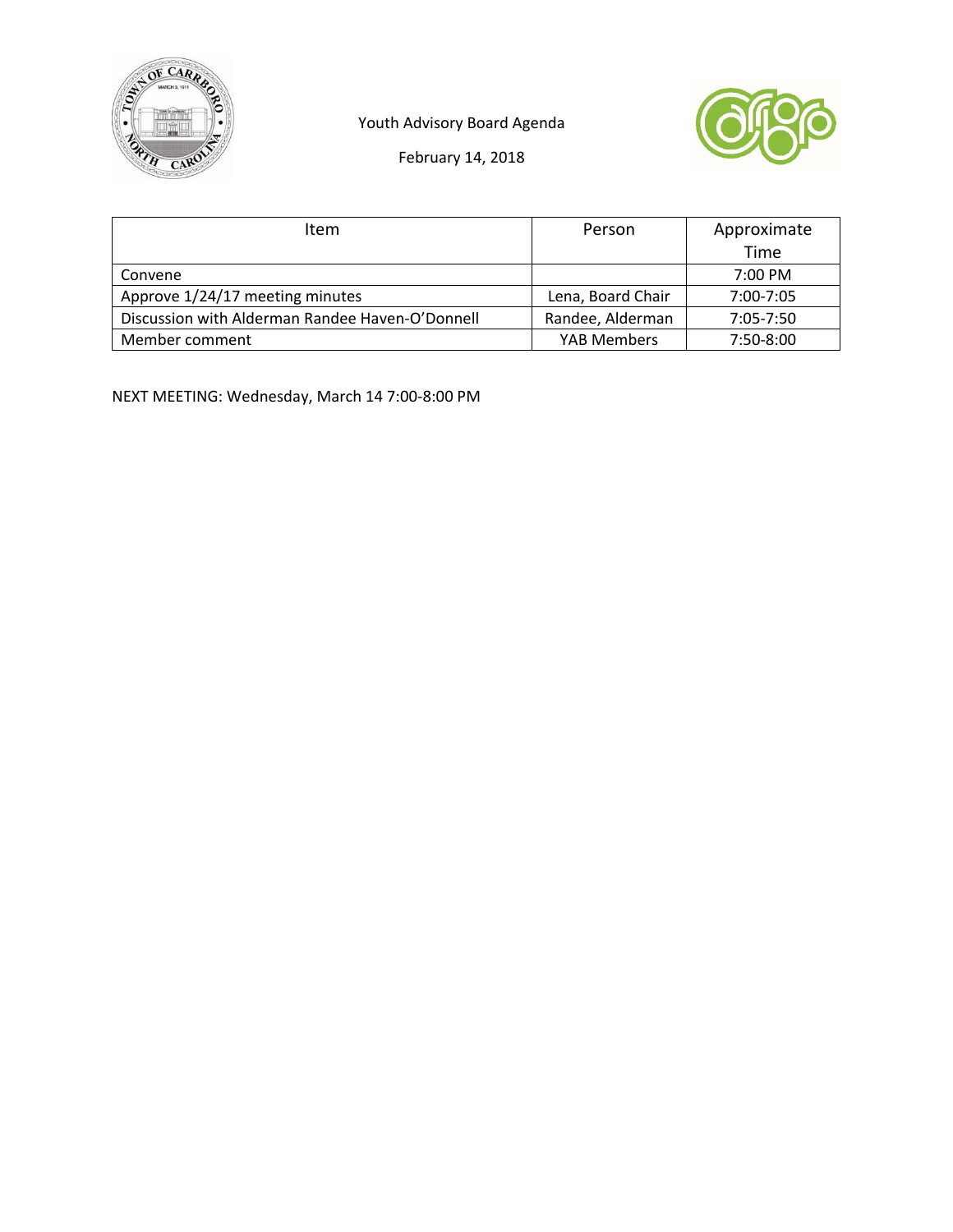# Youth Advisory Board Agenda

February 14, 2018

| Item | Person | Approximate Time |
|---|---|---|
| Convene | | 7:00 PM |
| Approve 1/24/17 meeting minutes | Lena, Board Chair | 7:00-7:05 |
| Discussion with Alderman Randee Haven-O'Donnell | Randee, Alderman | 7:05-7:50 |
| Member comment | YAB Members | 7:50-8:00 |

NEXT MEETING: Wednesday, March 14 7:00-8:00 PM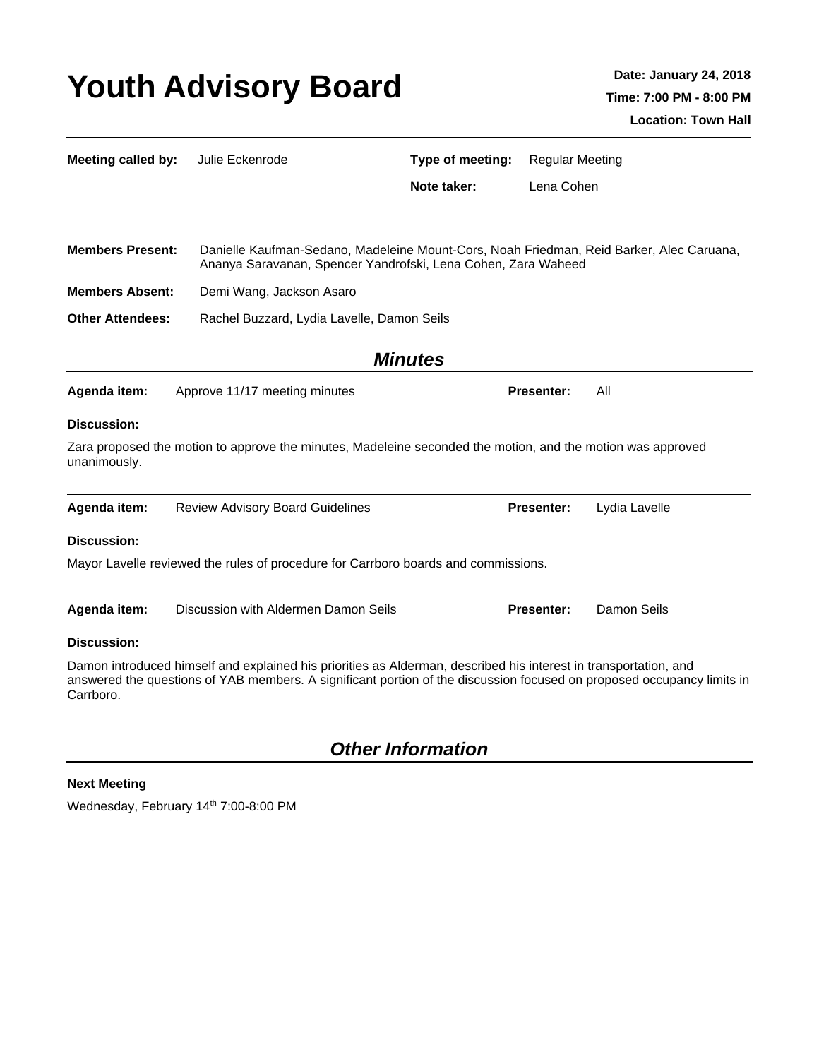# Youth Advisory Board

**Date: January 24, 2018**

**Time: 7:00 PM - 8:00 PM**

**Location: Town Hall**

| | | | |
|---|---|---|---|
| **Meeting called by:** | Julie Eckenrode | **Type of meeting:** | Regular Meeting |
| | | **Note taker:** | Lena Cohen |

**Members Present:** Danielle Kaufman-Sedano, Madeleine Mount-Cors, Noah Friedman, Reid Barker, Alec Caruana, Ananya Saravanan, Spencer Yandrofski, Lena Cohen, Zara Waheed

**Members Absent:** Demi Wang, Jackson Asaro

**Other Attendees:** Rachel Buzzard, Lydia Lavelle, Damon Seils

## *Minutes*

**Agenda item:** Approve 11/17 meeting minutes **Presenter:** All

**Discussion:**

Zara proposed the motion to approve the minutes, Madeleine seconded the motion, and the motion was approved unanimously.

---

**Agenda item:** Review Advisory Board Guidelines **Presenter:** Lydia Lavelle

**Discussion:**

Mayor Lavelle reviewed the rules of procedure for Carrboro boards and commissions.

---

**Agenda item:** Discussion with Aldermen Damon Seils **Presenter:** Damon Seils

**Discussion:**

Damon introduced himself and explained his priorities as Alderman, described his interest in transportation, and answered the questions of YAB members. A significant portion of the discussion focused on proposed occupancy limits in Carrboro.

## *Other Information*

**Next Meeting**

Wednesday, February 14th 7:00-8:00 PM